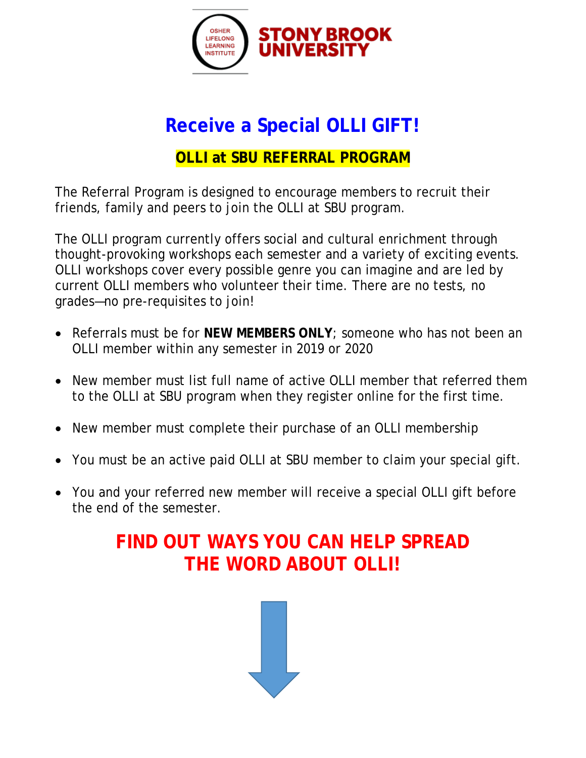OSHER LIFELONG LEARNING INSTITUTE

STONY BROOK UNIVERSITY

# Receive a Special OLLI GIFT!

## OLLI at SBU REFERRAL PROGRAM

The Referral Program is designed to encourage members to recruit their friends, family and peers to join the OLLI at SBU program.

The OLLI program currently offers social and cultural enrichment through thought-provoking workshops each semester and a variety of exciting events. OLLI workshops cover every possible genre you can imagine and are led by current OLLI members who volunteer their time. There are no tests, no grades—no pre-requisites to join!

- Referrals must be for **NEW MEMBERS ONLY**; someone who has not been an OLLI member within any semester in 2019 or 2020
- New member must list full name of active OLLI member that referred them to the OLLI at SBU program when they register online for the first time.
- New member must complete their purchase of an OLLI membership
- You must be an active paid OLLI at SBU member to claim your special gift.
- You and your referred new member will receive a special OLLI gift before the end of the semester.

## FIND OUT WAYS YOU CAN HELP SPREAD THE WORD ABOUT OLLI!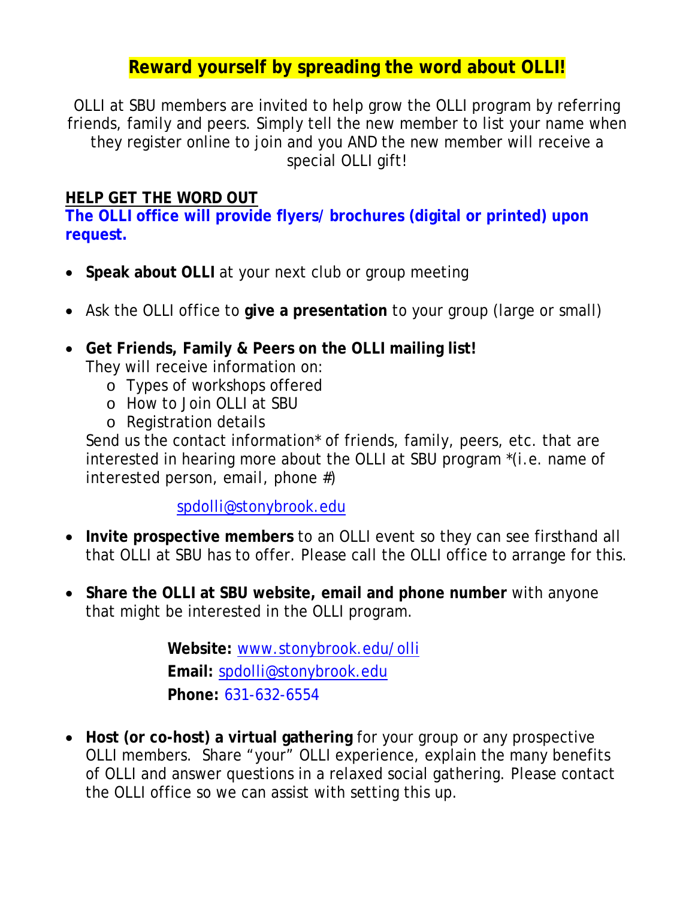# Reward yourself by spreading the word about OLLI!

OLLI at SBU members are invited to help grow the OLLI program by referring friends, family and peers. Simply tell the new member to list your name when they register online to join and you AND the new member will receive a special OLLI gift!

**HELP GET THE WORD OUT**

**The OLLI office will provide flyers/ brochures (digital or printed) upon request.**

- **Speak about OLLI** at your next club or group meeting
- Ask the OLLI office to **give a presentation** to your group (large or small)
- **Get Friends, Family & Peers on the OLLI mailing list!**
  They will receive information on:
  - Types of workshops offered
  - How to Join OLLI at SBU
  - Registration details

  Send us the contact information* of friends, family, peers, etc. that are interested in hearing more about the OLLI at SBU program *(i.e. name of interested person, email, phone #)

  spdolli@stonybrook.edu
- **Invite prospective members** to an OLLI event so they can see firsthand all that OLLI at SBU has to offer. Please call the OLLI office to arrange for this.
- **Share the OLLI at SBU website, email and phone number** with anyone that might be interested in the OLLI program.

  **Website:** www.stonybrook.edu/olli
  **Email:** spdolli@stonybrook.edu
  **Phone:** 631-632-6554
- **Host (or co-host) a virtual gathering** for your group or any prospective OLLI members. Share "your" OLLI experience, explain the many benefits of OLLI and answer questions in a relaxed social gathering. Please contact the OLLI office so we can assist with setting this up.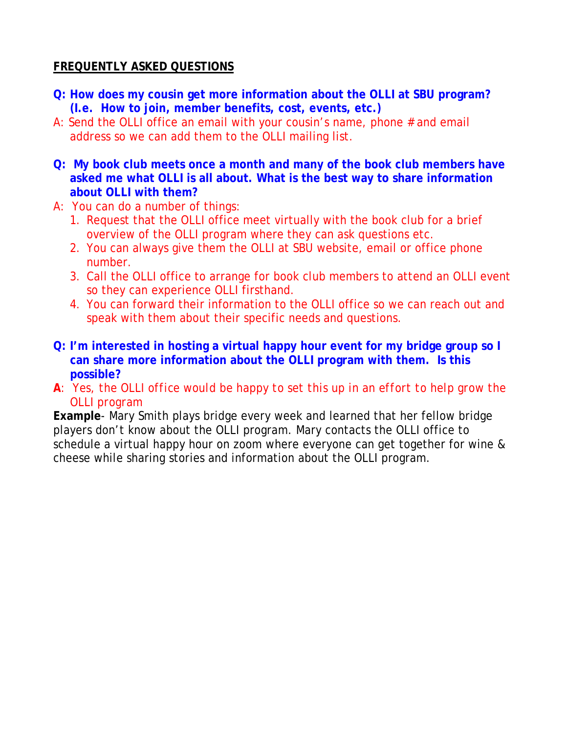**<u>FREQUENTLY ASKED QUESTIONS</u>**

**Q: How does my cousin get more information about the OLLI at SBU program? (I.e. How to join, member benefits, cost, events, etc.)**

A: Send the OLLI office an email with your cousin's name, phone # and email address so we can add them to the OLLI mailing list.

**Q: My book club meets once a month and many of the book club members have asked me what OLLI is all about. What is the best way to share information about OLLI with them?**

A: You can do a number of things:

1. Request that the OLLI office meet virtually with the book club for a brief overview of the OLLI program where they can ask questions etc.
2. You can always give them the OLLI at SBU website, email or office phone number.
3. Call the OLLI office to arrange for book club members to attend an OLLI event so they can experience OLLI firsthand.
4. You can forward their information to the OLLI office so we can reach out and speak with them about their specific needs and questions.

**Q: I'm interested in hosting a virtual happy hour event for my bridge group so I can share more information about the OLLI program with them. Is this possible?**

**A**: Yes, the OLLI office would be happy to set this up in an effort to help grow the OLLI program

**Example**- Mary Smith plays bridge every week and learned that her fellow bridge players don't know about the OLLI program. Mary contacts the OLLI office to schedule a virtual happy hour on zoom where everyone can get together for wine & cheese while sharing stories and information about the OLLI program.